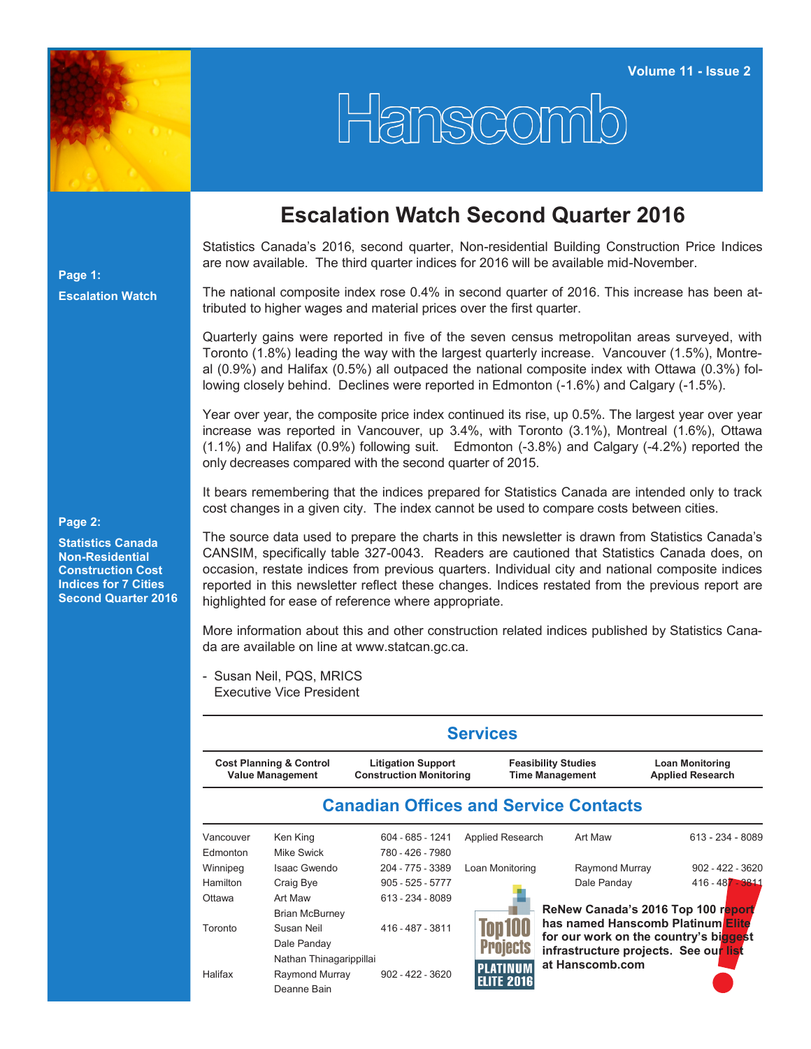# Hanscomb

Volume 11 - Issue 2

**Page 1:**

**Escalation Watch**

**Page 2:**

**Statistics Canada Non-Residential Construction Cost Indices for 7 Cities Second Quarter 2016**

## Escalation Watch Second Quarter 2016

Statistics Canada's 2016, second quarter, Non-residential Building Construction Price Indices are now available. The third quarter indices for 2016 will be available mid-November.

The national composite index rose 0.4% in second quarter of 2016. This increase has been attributed to higher wages and material prices over the first quarter.

Quarterly gains were reported in five of the seven census metropolitan areas surveyed, with Toronto (1.8%) leading the way with the largest quarterly increase. Vancouver (1.5%), Montreal (0.9%) and Halifax (0.5%) all outpaced the national composite index with Ottawa (0.3%) following closely behind. Declines were reported in Edmonton (-1.6%) and Calgary (-1.5%).

Year over year, the composite price index continued its rise, up 0.5%. The largest year over year increase was reported in Vancouver, up 3.4%, with Toronto (3.1%), Montreal (1.6%), Ottawa (1.1%) and Halifax (0.9%) following suit. Edmonton (-3.8%) and Calgary (-4.2%) reported the only decreases compared with the second quarter of 2015.

It bears remembering that the indices prepared for Statistics Canada are intended only to track cost changes in a given city. The index cannot be used to compare costs between cities.

The source data used to prepare the charts in this newsletter is drawn from Statistics Canada's CANSIM, specifically table 327-0043. Readers are cautioned that Statistics Canada does, on occasion, restate indices from previous quarters. Individual city and national composite indices reported in this newsletter reflect these changes. Indices restated from the previous report are highlighted for ease of reference where appropriate.

More information about this and other construction related indices published by Statistics Canada are available on line at www.statcan.gc.ca.

- Susan Neil, PQS, MRICS
  Executive Vice President

## Services

| Cost Planning & Control<br>Value Management | Litigation Support<br>Construction Monitoring | Feasibility Studies<br>Time Management | Loan Monitoring<br>Applied Research |
|---|---|---|---|

## Canadian Offices and Service Contacts

| Office | Contact | Phone |
|---|---|---|
| Vancouver | Ken King | 604 - 685 - 1241 |
| Edmonton | Mike Swick | 780 - 426 - 7980 |
| Winnipeg | Isaac Gwendo | 204 - 775 - 3389 |
| Hamilton | Craig Bye | 905 - 525 - 5777 |
| Ottawa | Art Maw<br>Brian McBurney | 613 - 234 - 8089 |
| Toronto | Susan Neil<br>Dale Panday<br>Nathan Thinagarippillai | 416 - 487 - 3811 |
| Halifax | Raymond Murray<br>Deanne Bain | 902 - 422 - 3620 |

| Service | Contact | Phone |
|---|---|---|
| Applied Research | Art Maw | 613 - 234 - 8089 |
| Loan Monitoring | Raymond Murray | 902 - 422 - 3620 |
| | Dale Panday | 416 - 487 - 3811 |

Top100 Projects PLATINUM ELITE 2016

**ReNew Canada's 2016 Top 100 report has named Hanscomb Platinum Elite for our work on the country's biggest infrastructure projects. See our list at Hanscomb.com**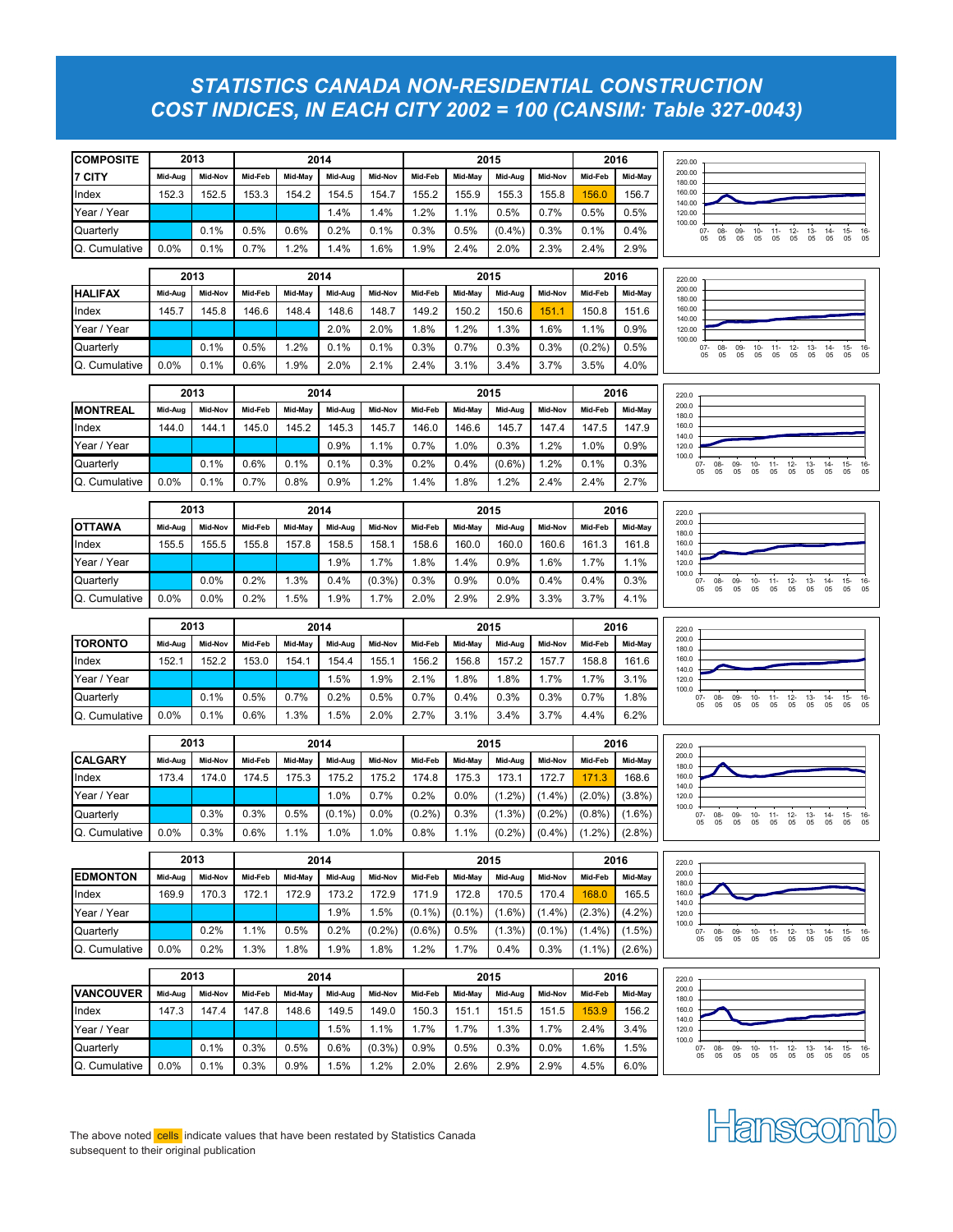# STATISTICS CANADA NON-RESIDENTIAL CONSTRUCTION COST INDICES, IN EACH CITY 2002 = 100 (CANSIM: Table 327-0043)

| COMPOSITE | 2013 | | 2014 | | | | 2015 | | | | 2016 | |
|---|---|---|---|---|---|---|---|---|---|---|---|---|
| 7 CITY | Mid-Aug | Mid-Nov | Mid-Feb | Mid-May | Mid-Aug | Mid-Nov | Mid-Feb | Mid-May | Mid-Aug | Mid-Nov | Mid-Feb | Mid-May |
| Index | 152.3 | 152.5 | 153.3 | 154.2 | 154.5 | 154.7 | 155.2 | 155.9 | 155.3 | 155.8 | 156.0 | 156.7 |
| Year / Year | | | | | 1.4% | 1.4% | 1.2% | 1.1% | 0.5% | 0.7% | 0.5% | 0.5% |
| Quarterly | | 0.1% | 0.5% | 0.6% | 0.2% | 0.1% | 0.3% | 0.5% | (0.4%) | 0.3% | 0.1% | 0.4% |
| Q. Cumulative | 0.0% | 0.1% | 0.7% | 1.2% | 1.4% | 1.6% | 1.9% | 2.4% | 2.0% | 2.3% | 2.4% | 2.9% |

220.00
200.00
180.00
160.00
140.00
120.00
100.00
07-05 08-05 09-05 10-05 11-05 12-05 13-05 14-05 15-05 16-05

| HALIFAX | 2013 | | 2014 | | | | 2015 | | | | 2016 | |
|---|---|---|---|---|---|---|---|---|---|---|---|---|
| | Mid-Aug | Mid-Nov | Mid-Feb | Mid-May | Mid-Aug | Mid-Nov | Mid-Feb | Mid-May | Mid-Aug | Mid-Nov | Mid-Feb | Mid-May |
| Index | 145.7 | 145.8 | 146.6 | 148.4 | 148.6 | 148.7 | 149.2 | 150.2 | 150.6 | 151.1 | 150.8 | 151.6 |
| Year / Year | | | | | 2.0% | 2.0% | 1.8% | 1.2% | 1.3% | 1.6% | 1.1% | 0.9% |
| Quarterly | | 0.1% | 0.5% | 1.2% | 0.1% | 0.1% | 0.3% | 0.7% | 0.3% | 0.3% | (0.2%) | 0.5% |
| Q. Cumulative | 0.0% | 0.1% | 0.6% | 1.9% | 2.0% | 2.1% | 2.4% | 3.1% | 3.4% | 3.7% | 3.5% | 4.0% |

220.00
200.00
180.00
160.00
140.00
120.00
100.00
07-05 08-05 09-05 10-05 11-05 12-05 13-05 14-05 15-05 16-05

| MONTREAL | 2013 | | 2014 | | | | 2015 | | | | 2016 | |
|---|---|---|---|---|---|---|---|---|---|---|---|---|
| | Mid-Aug | Mid-Nov | Mid-Feb | Mid-May | Mid-Aug | Mid-Nov | Mid-Feb | Mid-May | Mid-Aug | Mid-Nov | Mid-Feb | Mid-May |
| Index | 144.0 | 144.1 | 145.0 | 145.2 | 145.3 | 145.7 | 146.0 | 146.6 | 145.7 | 147.4 | 147.5 | 147.9 |
| Year / Year | | | | | 0.9% | 1.1% | 0.7% | 1.0% | 0.3% | 1.2% | 1.0% | 0.9% |
| Quarterly | | 0.1% | 0.6% | 0.1% | 0.1% | 0.3% | 0.2% | 0.4% | (0.6%) | 1.2% | 0.1% | 0.3% |
| Q. Cumulative | 0.0% | 0.1% | 0.7% | 0.8% | 0.9% | 1.2% | 1.4% | 1.8% | 1.2% | 2.4% | 2.4% | 2.7% |

220.0
200.0
180.0
160.0
140.0
120.0
100.0
07-05 08-05 09-05 10-05 11-05 12-05 13-05 14-05 15-05 16-05

| OTTAWA | 2013 | | 2014 | | | | 2015 | | | | 2016 | |
|---|---|---|---|---|---|---|---|---|---|---|---|---|
| | Mid-Aug | Mid-Nov | Mid-Feb | Mid-May | Mid-Aug | Mid-Nov | Mid-Feb | Mid-May | Mid-Aug | Mid-Nov | Mid-Feb | Mid-May |
| Index | 155.5 | 155.5 | 155.8 | 157.8 | 158.5 | 158.1 | 158.6 | 160.0 | 160.0 | 160.6 | 161.3 | 161.8 |
| Year / Year | | | | | 1.9% | 1.7% | 1.8% | 1.4% | 0.9% | 1.6% | 1.7% | 1.1% |
| Quarterly | | 0.0% | 0.2% | 1.3% | 0.4% | (0.3%) | 0.3% | 0.9% | 0.0% | 0.4% | 0.4% | 0.3% |
| Q. Cumulative | 0.0% | 0.0% | 0.2% | 1.5% | 1.9% | 1.7% | 2.0% | 2.9% | 2.9% | 3.3% | 3.7% | 4.1% |

220.0
200.0
180.0
160.0
140.0
120.0
100.0
07-05 08-05 09-05 10-05 11-05 12-05 13-05 14-05 15-05 16-05

| TORONTO | 2013 | | 2014 | | | | 2015 | | | | 2016 | |
|---|---|---|---|---|---|---|---|---|---|---|---|---|
| | Mid-Aug | Mid-Nov | Mid-Feb | Mid-May | Mid-Aug | Mid-Nov | Mid-Feb | Mid-May | Mid-Aug | Mid-Nov | Mid-Feb | Mid-May |
| Index | 152.1 | 152.2 | 153.0 | 154.1 | 154.4 | 155.1 | 156.2 | 156.8 | 157.2 | 157.7 | 158.8 | 161.6 |
| Year / Year | | | | | 1.5% | 1.9% | 2.1% | 1.8% | 1.8% | 1.7% | 1.7% | 3.1% |
| Quarterly | | 0.1% | 0.5% | 0.7% | 0.2% | 0.5% | 0.7% | 0.4% | 0.3% | 0.3% | 0.7% | 1.8% |
| Q. Cumulative | 0.0% | 0.1% | 0.6% | 1.3% | 1.5% | 2.0% | 2.7% | 3.1% | 3.4% | 3.7% | 4.4% | 6.2% |

220.0
200.0
180.0
160.0
140.0
120.0
100.0
07-05 08-05 09-05 10-05 11-05 12-05 13-05 14-05 15-05 16-05

| CALGARY | 2013 | | 2014 | | | | 2015 | | | | 2016 | |
|---|---|---|---|---|---|---|---|---|---|---|---|---|
| | Mid-Aug | Mid-Nov | Mid-Feb | Mid-May | Mid-Aug | Mid-Nov | Mid-Feb | Mid-May | Mid-Aug | Mid-Nov | Mid-Feb | Mid-May |
| Index | 173.4 | 174.0 | 174.5 | 175.3 | 175.2 | 175.2 | 174.8 | 175.3 | 173.1 | 172.7 | 171.3 | 168.6 |
| Year / Year | | | | | 1.0% | 0.7% | 0.2% | 0.0% | (1.2%) | (1.4%) | (2.0%) | (3.8%) |
| Quarterly | | 0.3% | 0.3% | 0.5% | (0.1%) | 0.0% | (0.2%) | 0.3% | (1.3%) | (0.2%) | (0.8%) | (1.6%) |
| Q. Cumulative | 0.0% | 0.3% | 0.6% | 1.1% | 1.0% | 1.0% | 0.8% | 1.1% | (0.2%) | (0.4%) | (1.2%) | (2.8%) |

220.0
200.0
180.0
160.0
140.0
120.0
100.0
07-05 08-05 09-05 10-05 11-05 12-05 13-05 14-05 15-05 16-05

| EDMONTON | 2013 | | 2014 | | | | 2015 | | | | 2016 | |
|---|---|---|---|---|---|---|---|---|---|---|---|---|
| | Mid-Aug | Mid-Nov | Mid-Feb | Mid-May | Mid-Aug | Mid-Nov | Mid-Feb | Mid-May | Mid-Aug | Mid-Nov | Mid-Feb | Mid-May |
| Index | 169.9 | 170.3 | 172.1 | 172.9 | 173.2 | 172.9 | 171.9 | 172.8 | 170.5 | 170.4 | 168.0 | 165.5 |
| Year / Year | | | | | 1.9% | 1.5% | (0.1%) | (0.1%) | (1.6%) | (1.4%) | (2.3%) | (4.2%) |
| Quarterly | | 0.2% | 1.1% | 0.5% | 0.2% | (0.2%) | (0.6%) | 0.5% | (1.3%) | (0.1%) | (1.4%) | (1.5%) |
| Q. Cumulative | 0.0% | 0.2% | 1.3% | 1.8% | 1.9% | 1.8% | 1.2% | 1.7% | 0.4% | 0.3% | (1.1%) | (2.6%) |

220.0
200.0
180.0
160.0
140.0
120.0
100.0
07-05 08-05 09-05 10-05 11-05 12-05 13-05 14-05 15-05 16-05

| VANCOUVER | 2013 | | 2014 | | | | 2015 | | | | 2016 | |
|---|---|---|---|---|---|---|---|---|---|---|---|---|
| | Mid-Aug | Mid-Nov | Mid-Feb | Mid-May | Mid-Aug | Mid-Nov | Mid-Feb | Mid-May | Mid-Aug | Mid-Nov | Mid-Feb | Mid-May |
| Index | 147.3 | 147.4 | 147.8 | 148.6 | 149.5 | 149.0 | 150.3 | 151.1 | 151.5 | 151.5 | 153.9 | 156.2 |
| Year / Year | | | | | 1.5% | 1.1% | 1.7% | 1.7% | 1.3% | 1.7% | 2.4% | 3.4% |
| Quarterly | | 0.1% | 0.3% | 0.5% | 0.6% | (0.3%) | 0.9% | 0.5% | 0.3% | 0.0% | 1.6% | 1.5% |
| Q. Cumulative | 0.0% | 0.1% | 0.3% | 0.9% | 1.5% | 1.2% | 2.0% | 2.6% | 2.9% | 2.9% | 4.5% | 6.0% |

220.0
200.0
180.0
160.0
140.0
120.0
100.0
07-05 08-05 09-05 10-05 11-05 12-05 13-05 14-05 15-05 16-05

The above noted cells indicate values that have been restated by Statistics Canada subsequent to their original publication

Hanscomb